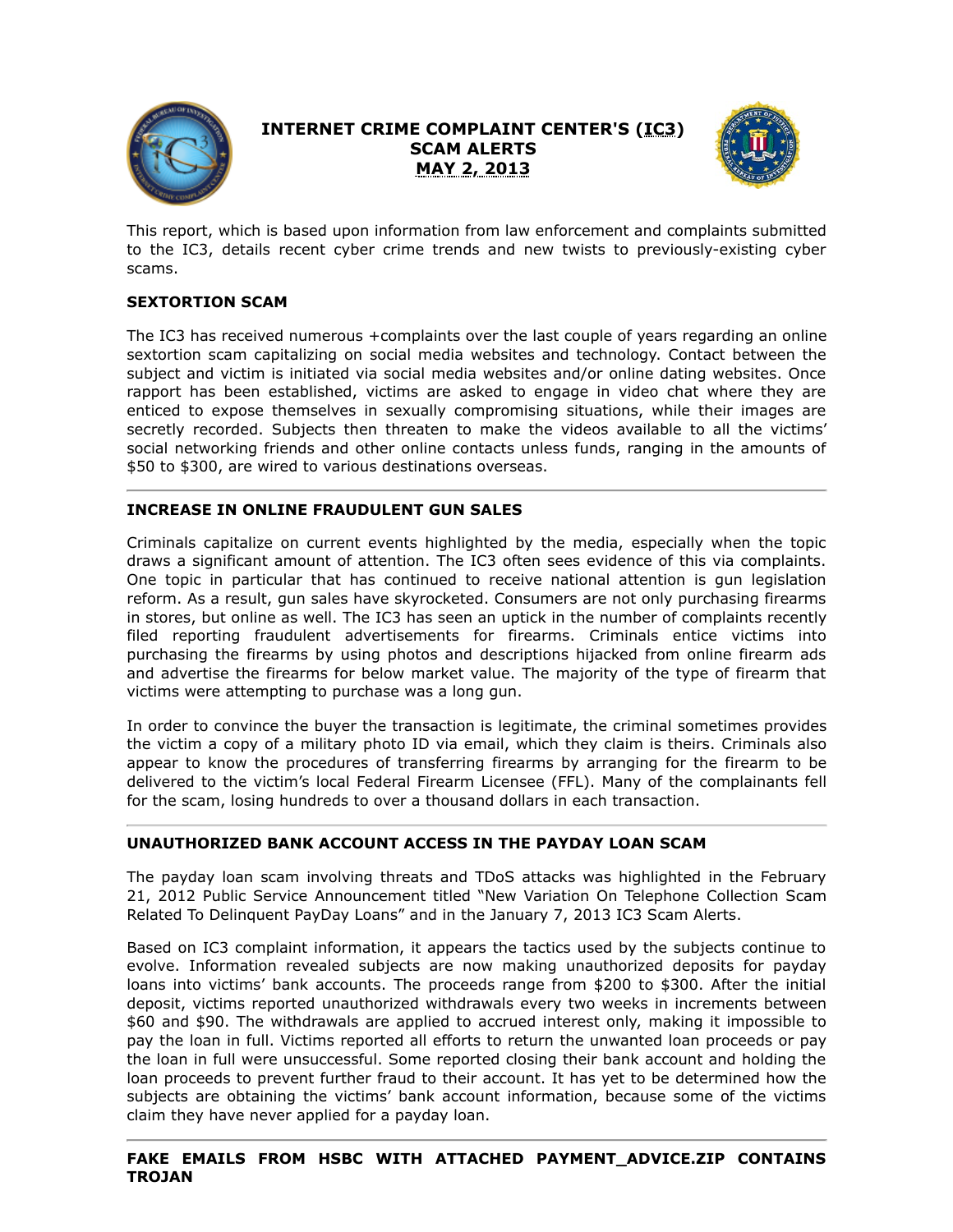# INTERNET CRIME COMPLAINT CENTER'S (IC3) SCAM ALERTS MAY 2, 2013

This report, which is based upon information from law enforcement and complaints submitted to the IC3, details recent cyber crime trends and new twists to previously-existing cyber scams.

## SEXTORTION SCAM

The IC3 has received numerous +complaints over the last couple of years regarding an online sextortion scam capitalizing on social media websites and technology. Contact between the subject and victim is initiated via social media websites and/or online dating websites. Once rapport has been established, victims are asked to engage in video chat where they are enticed to expose themselves in sexually compromising situations, while their images are secretly recorded. Subjects then threaten to make the videos available to all the victims' social networking friends and other online contacts unless funds, ranging in the amounts of $50 to $300, are wired to various destinations overseas.

---

## INCREASE IN ONLINE FRAUDULENT GUN SALES

Criminals capitalize on current events highlighted by the media, especially when the topic draws a significant amount of attention. The IC3 often sees evidence of this via complaints. One topic in particular that has continued to receive national attention is gun legislation reform. As a result, gun sales have skyrocketed. Consumers are not only purchasing firearms in stores, but online as well. The IC3 has seen an uptick in the number of complaints recently filed reporting fraudulent advertisements for firearms. Criminals entice victims into purchasing the firearms by using photos and descriptions hijacked from online firearm ads and advertise the firearms for below market value. The majority of the type of firearm that victims were attempting to purchase was a long gun.

In order to convince the buyer the transaction is legitimate, the criminal sometimes provides the victim a copy of a military photo ID via email, which they claim is theirs. Criminals also appear to know the procedures of transferring firearms by arranging for the firearm to be delivered to the victim's local Federal Firearm Licensee (FFL). Many of the complainants fell for the scam, losing hundreds to over a thousand dollars in each transaction.

---

## UNAUTHORIZED BANK ACCOUNT ACCESS IN THE PAYDAY LOAN SCAM

The payday loan scam involving threats and TDoS attacks was highlighted in the February 21, 2012 Public Service Announcement titled "New Variation On Telephone Collection Scam Related To Delinquent PayDay Loans" and in the January 7, 2013 IC3 Scam Alerts.

Based on IC3 complaint information, it appears the tactics used by the subjects continue to evolve. Information revealed subjects are now making unauthorized deposits for payday loans into victims' bank accounts. The proceeds range from $200 to $300. After the initial deposit, victims reported unauthorized withdrawals every two weeks in increments between $60 and $90. The withdrawals are applied to accrued interest only, making it impossible to pay the loan in full. Victims reported all efforts to return the unwanted loan proceeds or pay the loan in full were unsuccessful. Some reported closing their bank account and holding the loan proceeds to prevent further fraud to their account. It has yet to be determined how the subjects are obtaining the victims' bank account information, because some of the victims claim they have never applied for a payday loan.

---

## FAKE EMAILS FROM HSBC WITH ATTACHED PAYMENT_ADVICE.ZIP CONTAINS TROJAN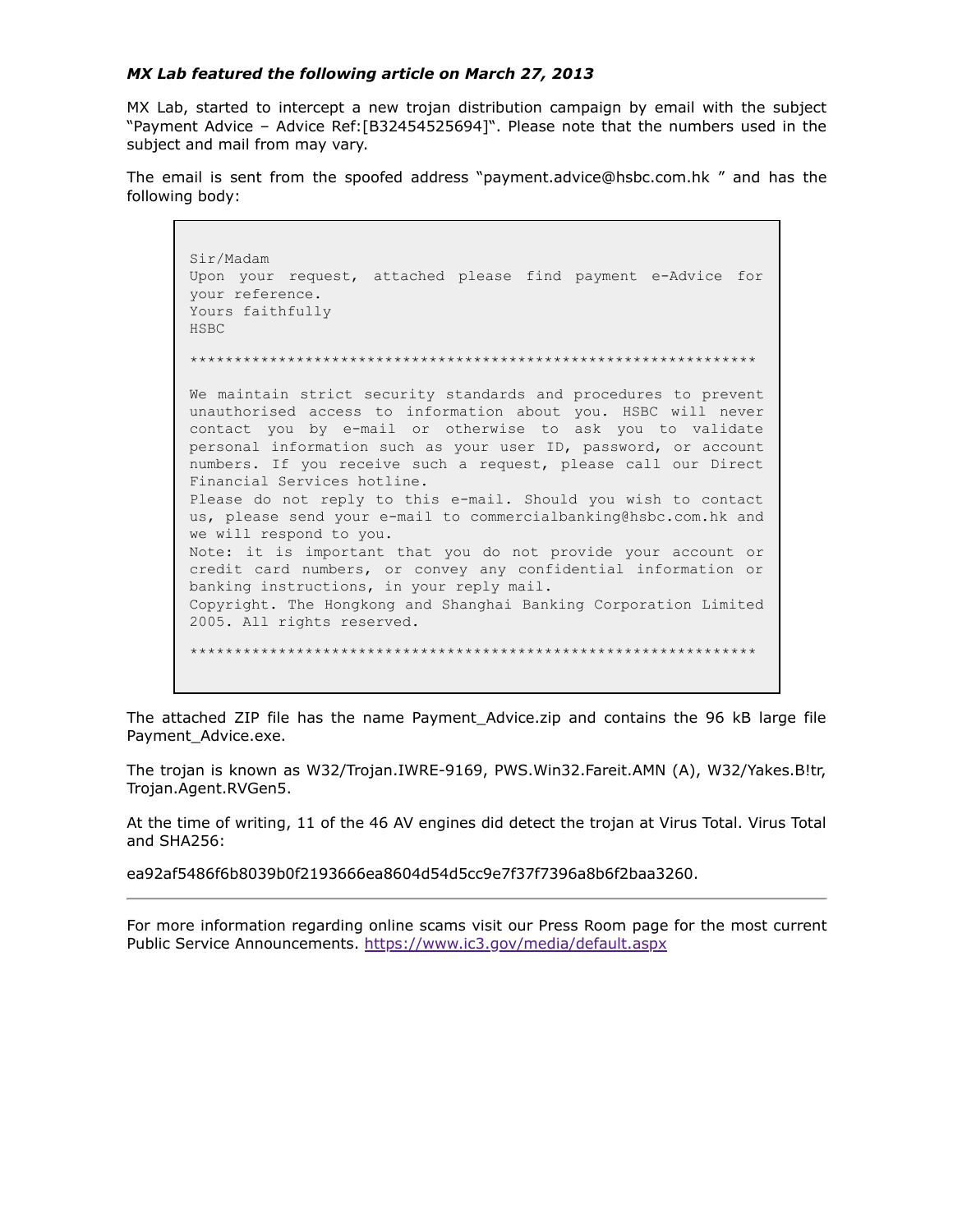***MX Lab featured the following article on March 27, 2013***

MX Lab, started to intercept a new trojan distribution campaign by email with the subject "Payment Advice – Advice Ref:[B32454525694]". Please note that the numbers used in the subject and mail from may vary.

The email is sent from the spoofed address "payment.advice@hsbc.com.hk " and has the following body:

```
Sir/Madam
Upon your request, attached please find payment e-Advice for
your reference.
Yours faithfully
HSBC

****************************************************************

We maintain strict security standards and procedures to prevent
unauthorised access to information about you. HSBC will never
contact you by e-mail or otherwise to ask you to validate
personal information such as your user ID, password, or account
numbers. If you receive such a request, please call our Direct
Financial Services hotline.
Please do not reply to this e-mail. Should you wish to contact
us, please send your e-mail to commercialbanking@hsbc.com.hk and
we will respond to you.
Note: it is important that you do not provide your account or
credit card numbers, or convey any confidential information or
banking instructions, in your reply mail.
Copyright. The Hongkong and Shanghai Banking Corporation Limited
2005. All rights reserved.

****************************************************************
```

The attached ZIP file has the name Payment_Advice.zip and contains the 96 kB large file Payment_Advice.exe.

The trojan is known as W32/Trojan.IWRE-9169, PWS.Win32.Fareit.AMN (A), W32/Yakes.B!tr, Trojan.Agent.RVGen5.

At the time of writing, 11 of the 46 AV engines did detect the trojan at Virus Total. Virus Total and SHA256:

ea92af5486f6b8039b0f2193666ea8604d54d5cc9e7f37f7396a8b6f2baa3260.

---

For more information regarding online scams visit our Press Room page for the most current Public Service Announcements. https://www.ic3.gov/media/default.aspx